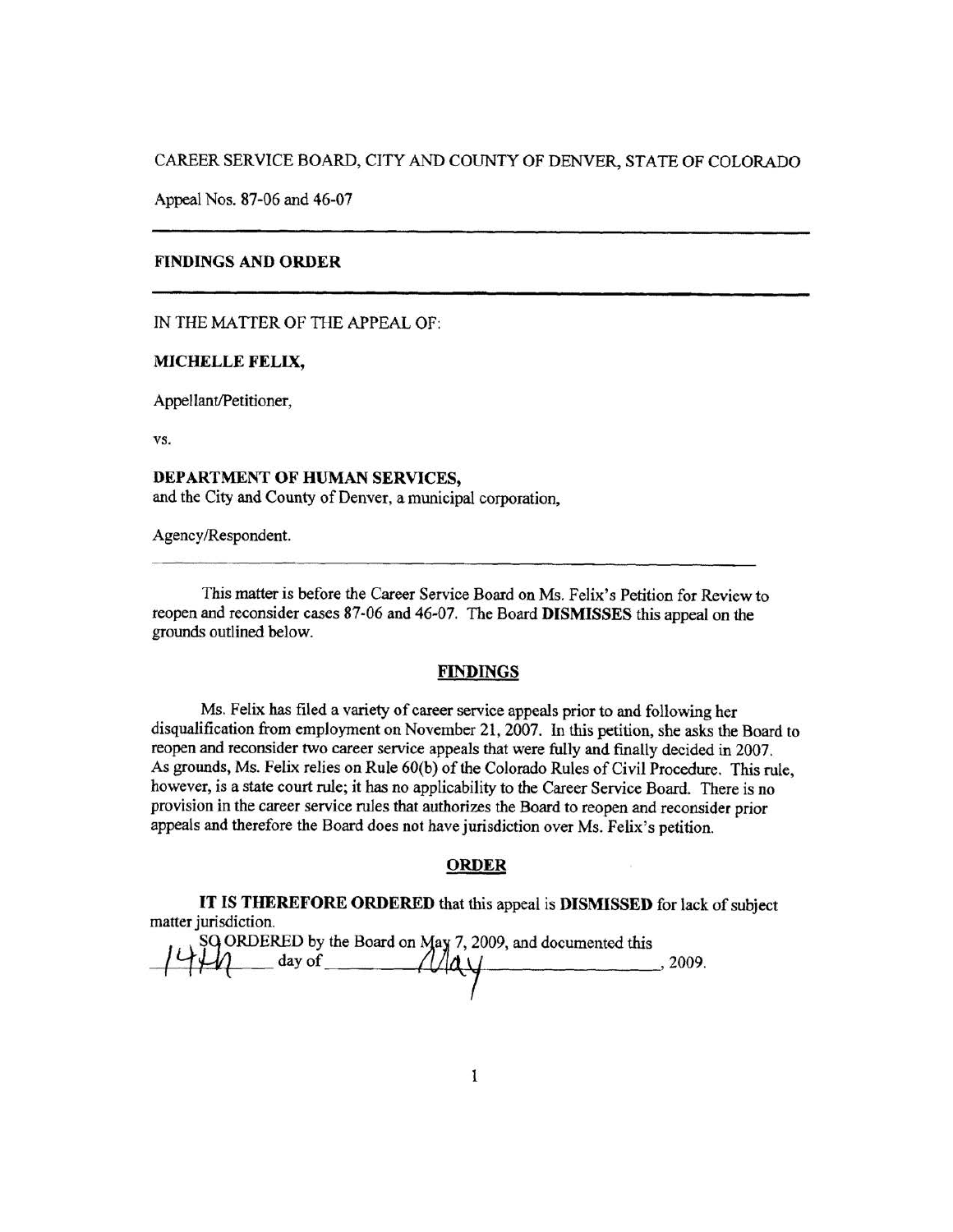CAREER SERVICE BOARD, CITY AND COUNTY OF DENVER, STATE OF COLORADO

Appeal Nos. 87-06 and 46-07

---

**FINDINGS AND ORDER**

---

IN THE MATTER OF THE APPEAL OF:

**MICHELLE FELIX,**

Appellant/Petitioner,

vs.

**DEPARTMENT OF HUMAN SERVICES,**
and the City and County of Denver, a municipal corporation,

Agency/Respondent.

---

This matter is before the Career Service Board on Ms. Felix's Petition for Review to reopen and reconsider cases 87-06 and 46-07. The Board **DISMISSES** this appeal on the grounds outlined below.

## FINDINGS

Ms. Felix has filed a variety of career service appeals prior to and following her disqualification from employment on November 21, 2007. In this petition, she asks the Board to reopen and reconsider two career service appeals that were fully and finally decided in 2007. As grounds, Ms. Felix relies on Rule 60(b) of the Colorado Rules of Civil Procedure. This rule, however, is a state court rule; it has no applicability to the Career Service Board. There is no provision in the career service rules that authorizes the Board to reopen and reconsider prior appeals and therefore the Board does not have jurisdiction over Ms. Felix's petition.

## ORDER

**IT IS THEREFORE ORDERED** that this appeal is **DISMISSED** for lack of subject matter jurisdiction.

SO ORDERED by the Board on May 7, 2009, and documented this 14th day of May, 2009.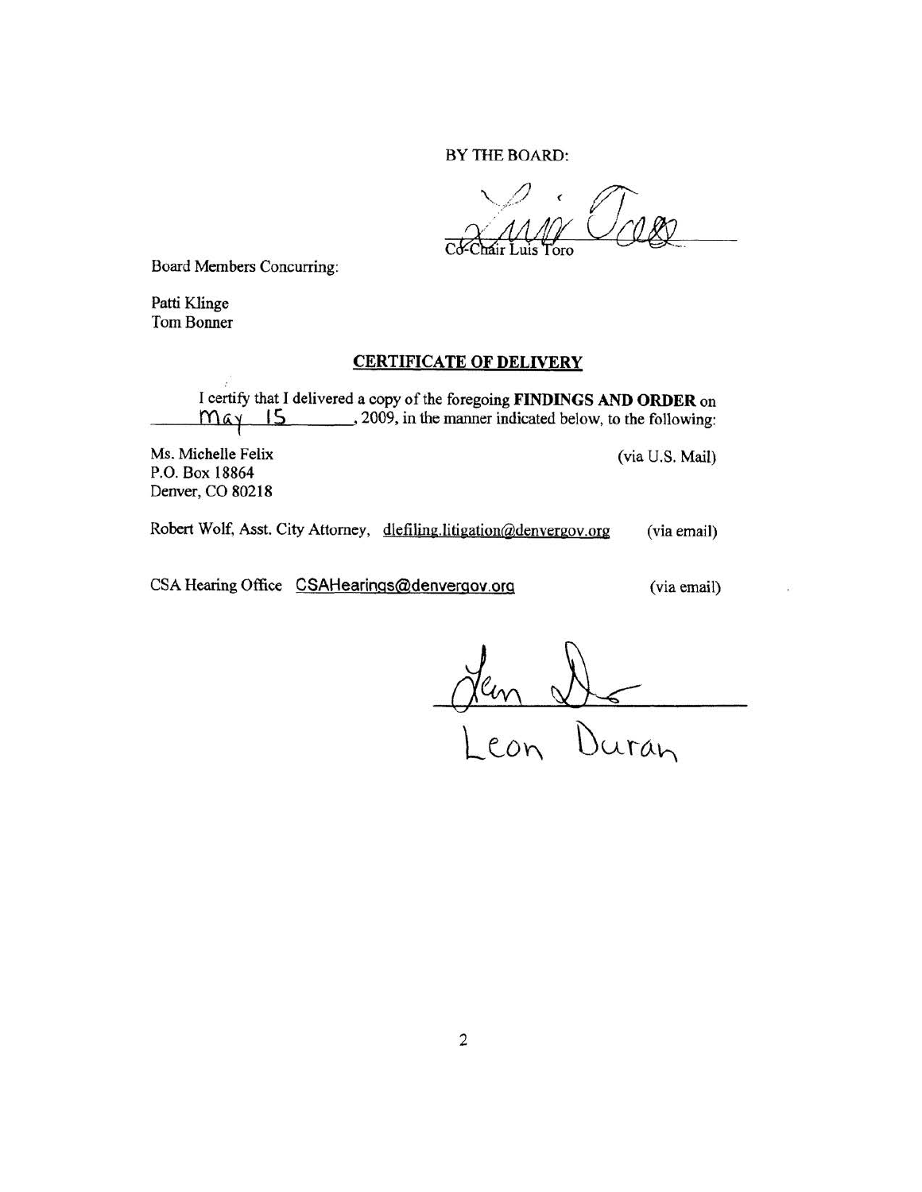BY THE BOARD:

Co-Chair Luis Toro

Board Members Concurring:

Patti Klinge
Tom Bonner

## CERTIFICATE OF DELIVERY

I certify that I delivered a copy of the foregoing **FINDINGS AND ORDER** on May 15, 2009, in the manner indicated below, to the following:

Ms. Michelle Felix (via U.S. Mail)
P.O. Box 18864
Denver, CO 80218

Robert Wolf, Asst. City Attorney, dlefiling.litigation@denvergov.org (via email)

CSA Hearing Office CSAHearings@denvergov.org (via email)

Leon Duran